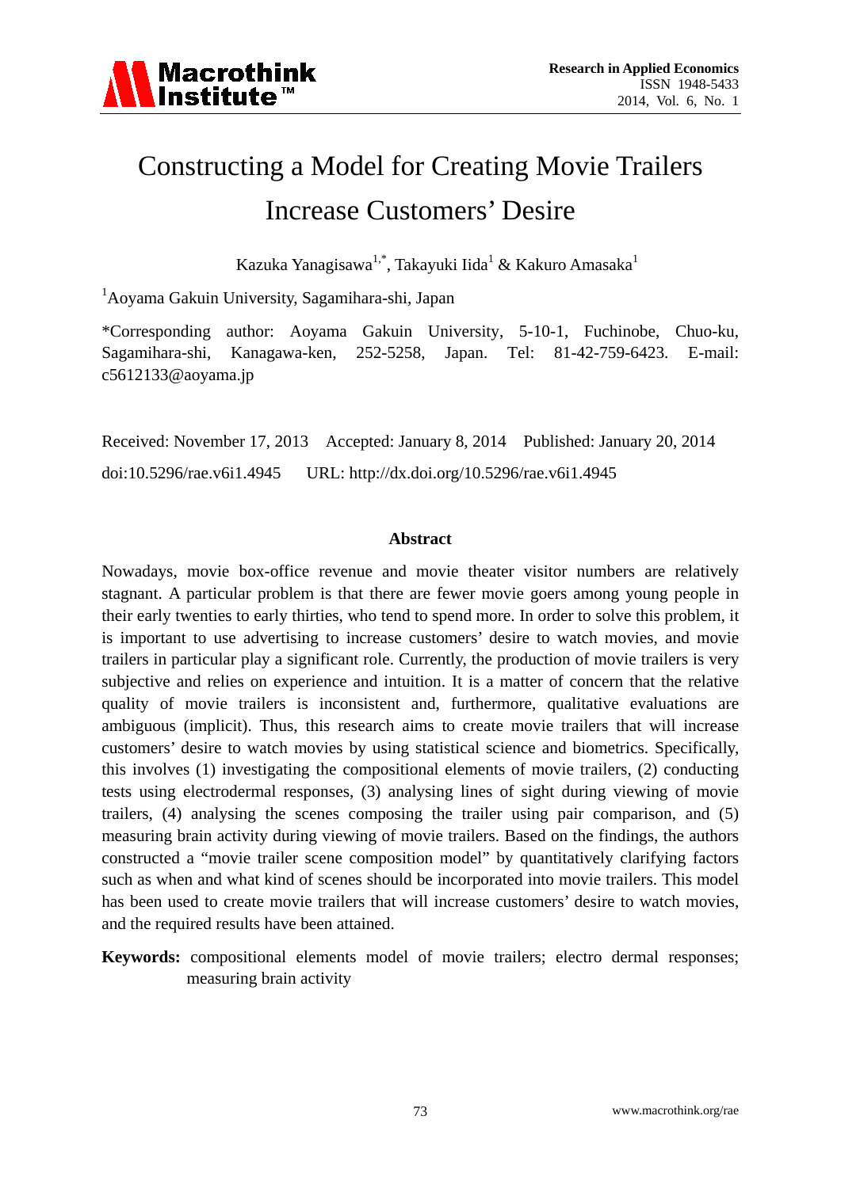# Constructing a Model for Creating Movie Trailers Increase Customers' Desire

Kazuka Yanagisawa[1,*], Takayuki Iida[1] & Kakuro Amasaka[1]

[1]Aoyama Gakuin University, Sagamihara-shi, Japan

*Corresponding author: Aoyama Gakuin University, 5-10-1, Fuchinobe, Chuo-ku, Sagamihara-shi, Kanagawa-ken, 252-5258, Japan. Tel: 81-42-759-6423. E-mail: c5612133@aoyama.jp

Received: November 17, 2013 Accepted: January 8, 2014 Published: January 20, 2014

doi:10.5296/rae.v6i1.4945 URL: http://dx.doi.org/10.5296/rae.v6i1.4945

## Abstract

Nowadays, movie box-office revenue and movie theater visitor numbers are relatively stagnant. A particular problem is that there are fewer movie goers among young people in their early twenties to early thirties, who tend to spend more. In order to solve this problem, it is important to use advertising to increase customers' desire to watch movies, and movie trailers in particular play a significant role. Currently, the production of movie trailers is very subjective and relies on experience and intuition. It is a matter of concern that the relative quality of movie trailers is inconsistent and, furthermore, qualitative evaluations are ambiguous (implicit). Thus, this research aims to create movie trailers that will increase customers' desire to watch movies by using statistical science and biometrics. Specifically, this involves (1) investigating the compositional elements of movie trailers, (2) conducting tests using electrodermal responses, (3) analysing lines of sight during viewing of movie trailers, (4) analysing the scenes composing the trailer using pair comparison, and (5) measuring brain activity during viewing of movie trailers. Based on the findings, the authors constructed a "movie trailer scene composition model" by quantitatively clarifying factors such as when and what kind of scenes should be incorporated into movie trailers. This model has been used to create movie trailers that will increase customers' desire to watch movies, and the required results have been attained.

**Keywords:** compositional elements model of movie trailers; electro dermal responses; measuring brain activity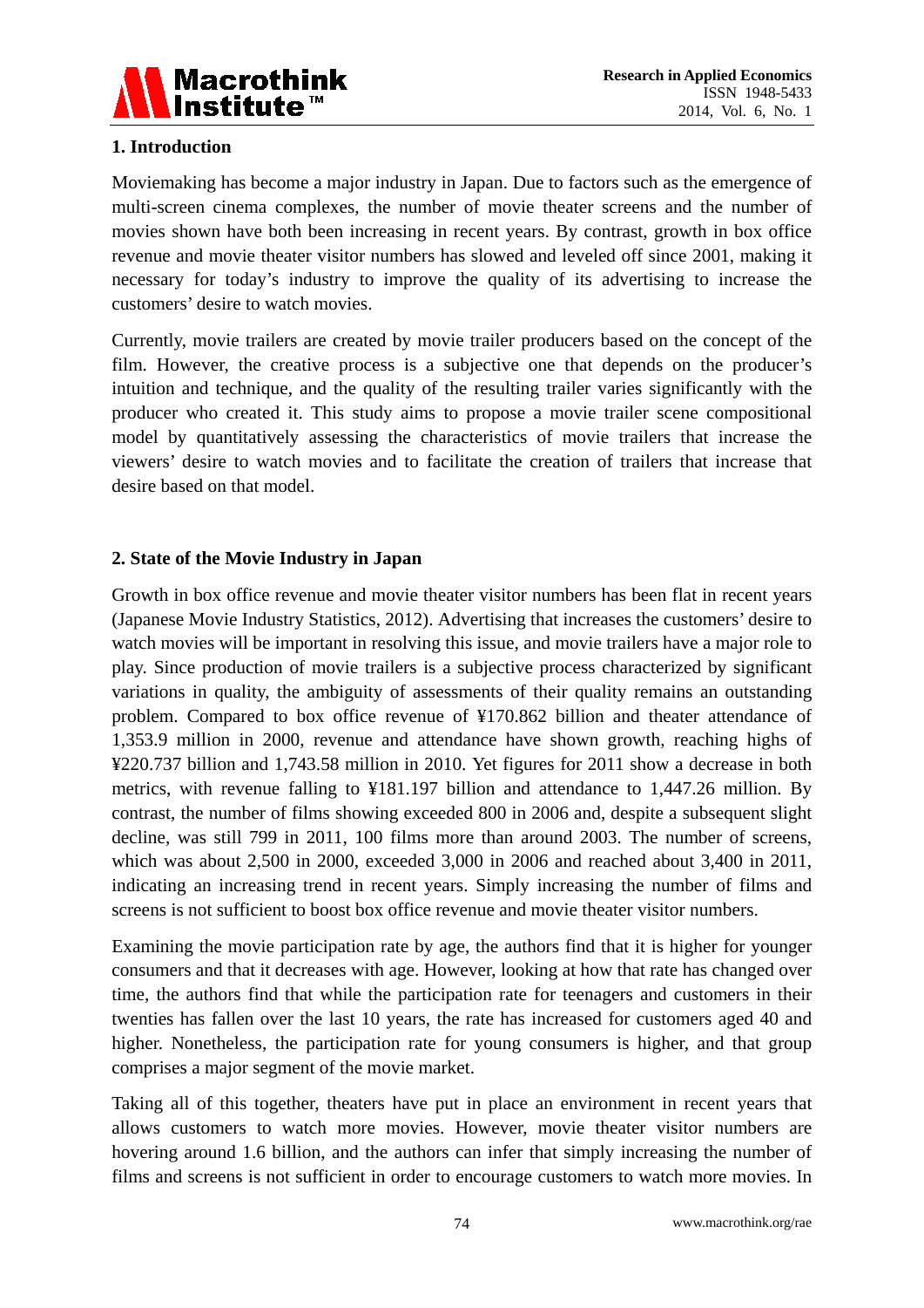## 1. Introduction

Moviemaking has become a major industry in Japan. Due to factors such as the emergence of multi-screen cinema complexes, the number of movie theater screens and the number of movies shown have both been increasing in recent years. By contrast, growth in box office revenue and movie theater visitor numbers has slowed and leveled off since 2001, making it necessary for today's industry to improve the quality of its advertising to increase the customers' desire to watch movies.

Currently, movie trailers are created by movie trailer producers based on the concept of the film. However, the creative process is a subjective one that depends on the producer's intuition and technique, and the quality of the resulting trailer varies significantly with the producer who created it. This study aims to propose a movie trailer scene compositional model by quantitatively assessing the characteristics of movie trailers that increase the viewers' desire to watch movies and to facilitate the creation of trailers that increase that desire based on that model.

## 2. State of the Movie Industry in Japan

Growth in box office revenue and movie theater visitor numbers has been flat in recent years (Japanese Movie Industry Statistics, 2012). Advertising that increases the customers' desire to watch movies will be important in resolving this issue, and movie trailers have a major role to play. Since production of movie trailers is a subjective process characterized by significant variations in quality, the ambiguity of assessments of their quality remains an outstanding problem. Compared to box office revenue of ¥170.862 billion and theater attendance of 1,353.9 million in 2000, revenue and attendance have shown growth, reaching highs of ¥220.737 billion and 1,743.58 million in 2010. Yet figures for 2011 show a decrease in both metrics, with revenue falling to ¥181.197 billion and attendance to 1,447.26 million. By contrast, the number of films showing exceeded 800 in 2006 and, despite a subsequent slight decline, was still 799 in 2011, 100 films more than around 2003. The number of screens, which was about 2,500 in 2000, exceeded 3,000 in 2006 and reached about 3,400 in 2011, indicating an increasing trend in recent years. Simply increasing the number of films and screens is not sufficient to boost box office revenue and movie theater visitor numbers.

Examining the movie participation rate by age, the authors find that it is higher for younger consumers and that it decreases with age. However, looking at how that rate has changed over time, the authors find that while the participation rate for teenagers and customers in their twenties has fallen over the last 10 years, the rate has increased for customers aged 40 and higher. Nonetheless, the participation rate for young consumers is higher, and that group comprises a major segment of the movie market.

Taking all of this together, theaters have put in place an environment in recent years that allows customers to watch more movies. However, movie theater visitor numbers are hovering around 1.6 billion, and the authors can infer that simply increasing the number of films and screens is not sufficient in order to encourage customers to watch more movies. In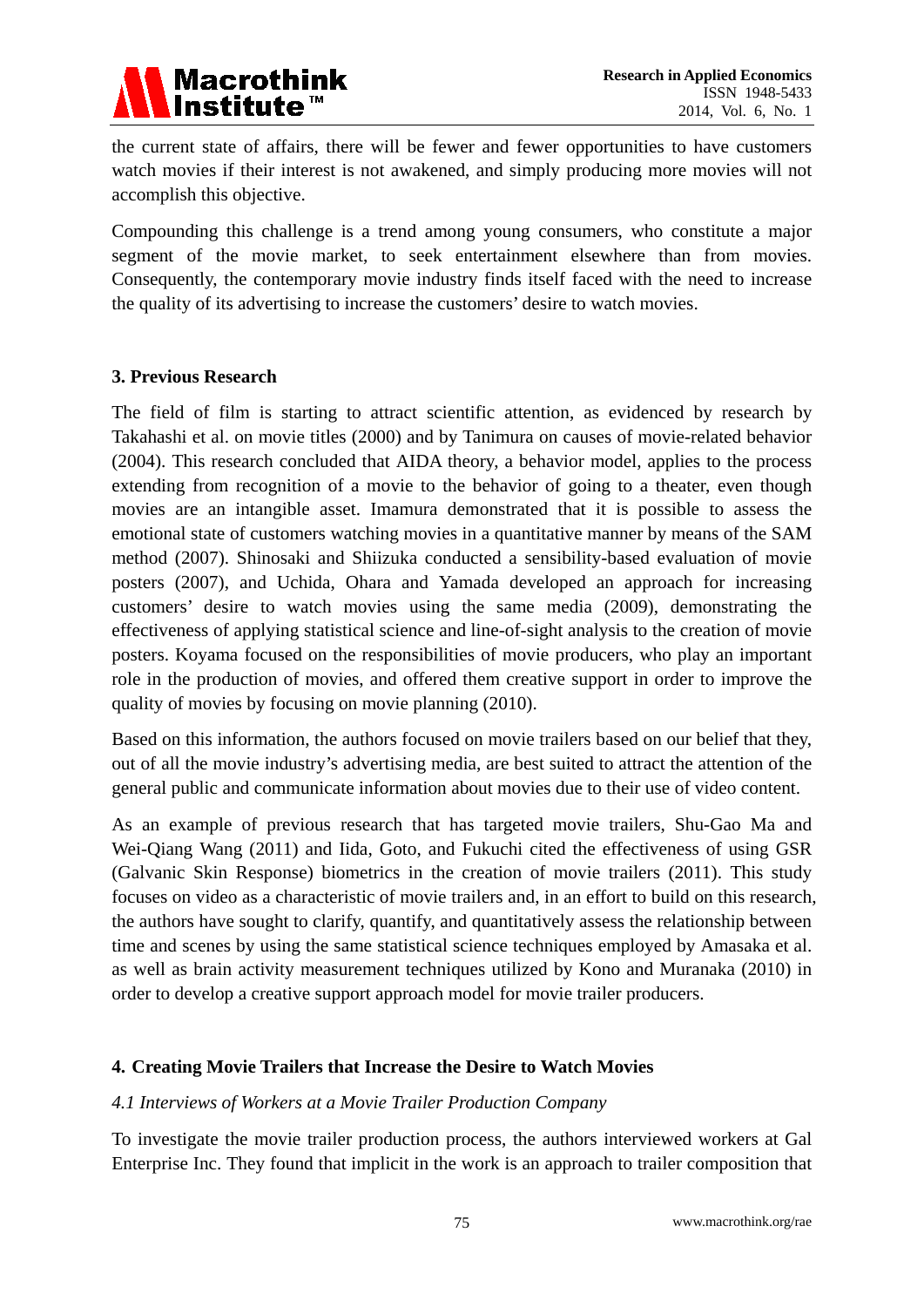the current state of affairs, there will be fewer and fewer opportunities to have customers watch movies if their interest is not awakened, and simply producing more movies will not accomplish this objective.

Compounding this challenge is a trend among young consumers, who constitute a major segment of the movie market, to seek entertainment elsewhere than from movies. Consequently, the contemporary movie industry finds itself faced with the need to increase the quality of its advertising to increase the customers' desire to watch movies.

## 3. Previous Research

The field of film is starting to attract scientific attention, as evidenced by research by Takahashi et al. on movie titles (2000) and by Tanimura on causes of movie-related behavior (2004). This research concluded that AIDA theory, a behavior model, applies to the process extending from recognition of a movie to the behavior of going to a theater, even though movies are an intangible asset. Imamura demonstrated that it is possible to assess the emotional state of customers watching movies in a quantitative manner by means of the SAM method (2007). Shinosaki and Shiizuka conducted a sensibility-based evaluation of movie posters (2007), and Uchida, Ohara and Yamada developed an approach for increasing customers' desire to watch movies using the same media (2009), demonstrating the effectiveness of applying statistical science and line-of-sight analysis to the creation of movie posters. Koyama focused on the responsibilities of movie producers, who play an important role in the production of movies, and offered them creative support in order to improve the quality of movies by focusing on movie planning (2010).

Based on this information, the authors focused on movie trailers based on our belief that they, out of all the movie industry's advertising media, are best suited to attract the attention of the general public and communicate information about movies due to their use of video content.

As an example of previous research that has targeted movie trailers, Shu-Gao Ma and Wei-Qiang Wang (2011) and Iida, Goto, and Fukuchi cited the effectiveness of using GSR (Galvanic Skin Response) biometrics in the creation of movie trailers (2011). This study focuses on video as a characteristic of movie trailers and, in an effort to build on this research, the authors have sought to clarify, quantify, and quantitatively assess the relationship between time and scenes by using the same statistical science techniques employed by Amasaka et al. as well as brain activity measurement techniques utilized by Kono and Muranaka (2010) in order to develop a creative support approach model for movie trailer producers.

## 4. Creating Movie Trailers that Increase the Desire to Watch Movies

### *4.1 Interviews of Workers at a Movie Trailer Production Company*

To investigate the movie trailer production process, the authors interviewed workers at Gal Enterprise Inc. They found that implicit in the work is an approach to trailer composition that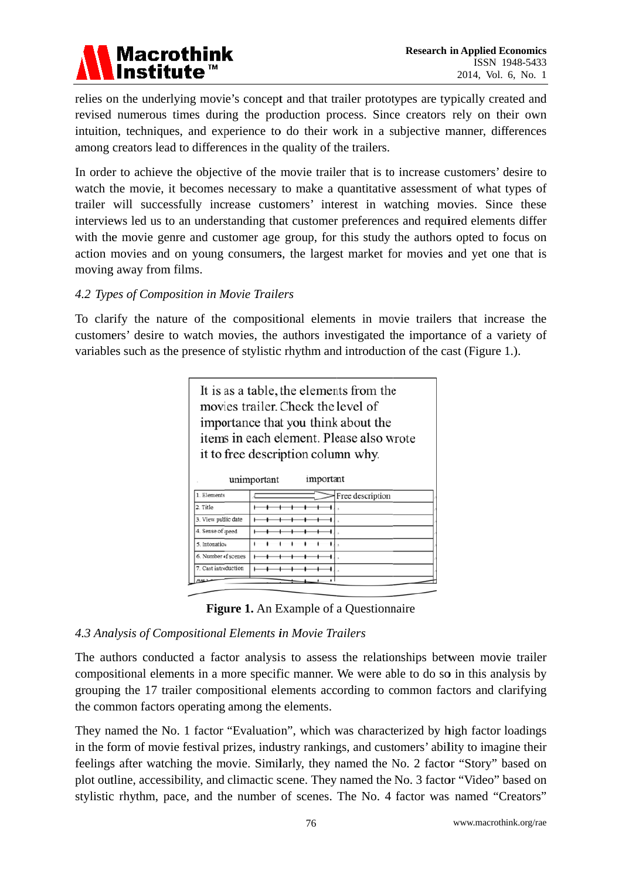relies on the underlying movie's concept and that trailer prototypes are typically created and revised numerous times during the production process. Since creators rely on their own intuition, techniques, and experience to do their work in a subjective manner, differences among creators lead to differences in the quality of the trailers.

In order to achieve the objective of the movie trailer that is to increase customers' desire to watch the movie, it becomes necessary to make a quantitative assessment of what types of trailer will successfully increase customers' interest in watching movies. Since these interviews led us to an understanding that customer preferences and required elements differ with the movie genre and customer age group, for this study the authors opted to focus on action movies and on young consumers, the largest market for movies and yet one that is moving away from films.

*4.2 Types of Composition in Movie Trailers*

To clarify the nature of the compositional elements in movie trailers that increase the customers' desire to watch movies, the authors investigated the importance of a variety of variables such as the presence of stylistic rhythm and introduction of the cast (Figure 1.).

It is as a table, the elements from the movies trailer. Check the level of importance that you think about the items in each element. Please also wrote it to free description column why.

| 1. Elements | unimportant → important | Free description |
|---|---|---|
| 2. Title | | |
| 3. View public date | | |
| 4. Sense of speed | | |
| 5. Intonation | | |
| 6. Number of scenes | | |
| 7. Cast introduction | | |

**Figure 1.** An Example of a Questionnaire

*4.3 Analysis of Compositional Elements in Movie Trailers*

The authors conducted a factor analysis to assess the relationships between movie trailer compositional elements in a more specific manner. We were able to do so in this analysis by grouping the 17 trailer compositional elements according to common factors and clarifying the common factors operating among the elements.

They named the No. 1 factor "Evaluation", which was characterized by high factor loadings in the form of movie festival prizes, industry rankings, and customers' ability to imagine their feelings after watching the movie. Similarly, they named the No. 2 factor "Story" based on plot outline, accessibility, and climactic scene. They named the No. 3 factor "Video" based on stylistic rhythm, pace, and the number of scenes. The No. 4 factor was named "Creators"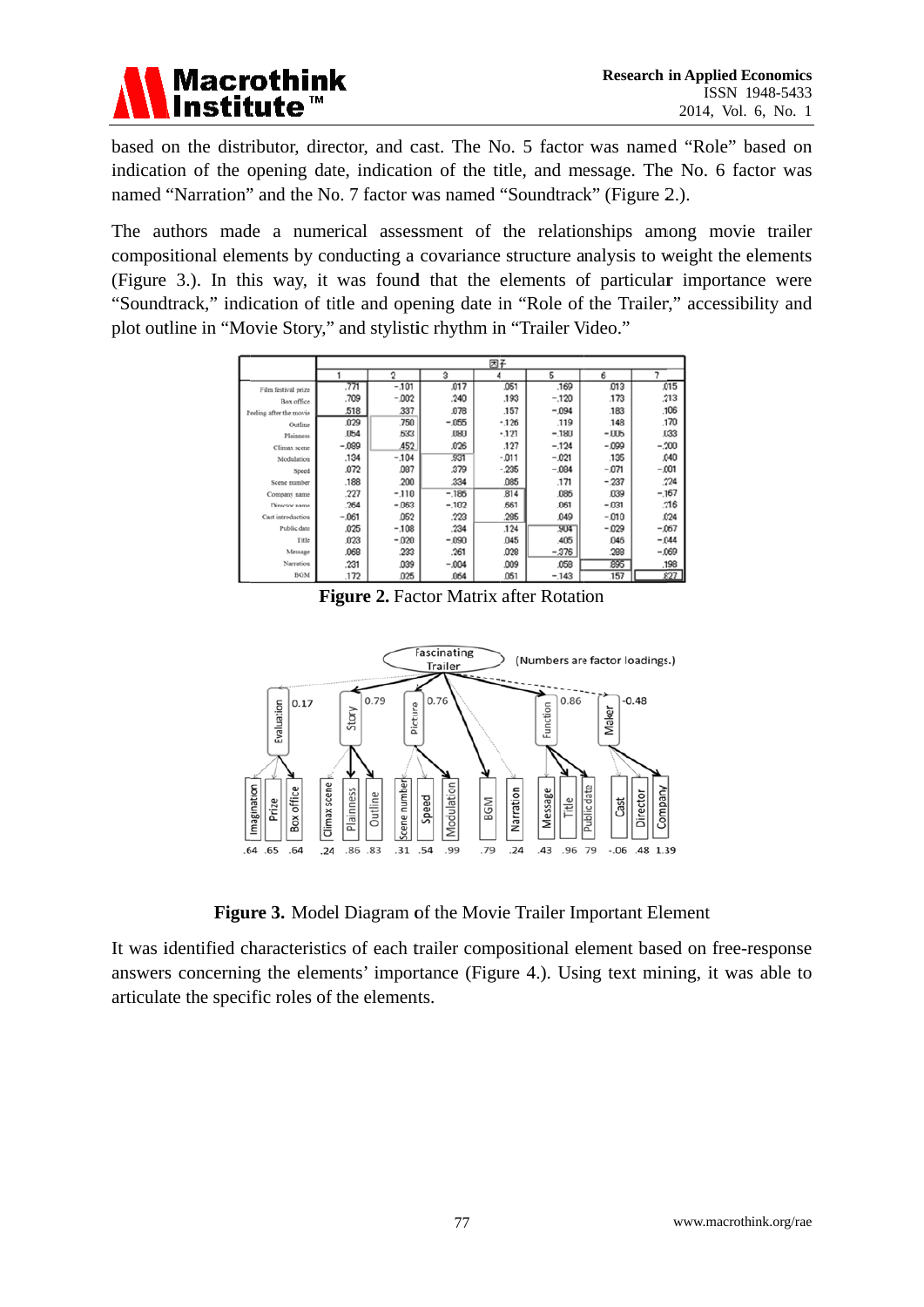based on the distributor, director, and cast. The No. 5 factor was named "Role" based on indication of the opening date, indication of the title, and message. The No. 6 factor was named "Narration" and the No. 7 factor was named "Soundtrack" (Figure 2.).

The authors made a numerical assessment of the relationships among movie trailer compositional elements by conducting a covariance structure analysis to weight the elements (Figure 3.). In this way, it was found that the elements of particular importance were "Soundtrack," indication of title and opening date in "Role of the Trailer," accessibility and plot outline in "Movie Story," and stylistic rhythm in "Trailer Video."

| | 因子 | | | | | | |
|---|---|---|---|---|---|---|---|
| | 1 | 2 | 3 | 4 | 5 | 6 | 7 |
| Film festival prize | .771 | -.101 | .017 | .051 | .169 | .013 | .015 |
| Box office | .709 | -.002 | .240 | .193 | -.120 | .173 | .213 |
| Feeling after the movie | .518 | .337 | .078 | .157 | -.094 | .183 | .106 |
| Outline | .029 | .750 | -.055 | -.126 | .119 | .148 | .170 |
| Plainness | .054 | .633 | .080 | -.171 | -.180 | -.005 | .133 |
| Climax scene | -.089 | .452 | .026 | .127 | -.124 | -.099 | -.200 |
| Modulation | .134 | -.104 | .931 | -.011 | -.021 | .135 | .040 |
| Speed | .072 | .087 | .379 | -.235 | -.084 | -.071 | -.001 |
| Scene number | .188 | .200 | .334 | .085 | .171 | -.237 | .224 |
| Company name | .227 | -.110 | -.185 | .814 | .085 | .039 | -.167 |
| Director name | .264 | -.063 | -.102 | .661 | .061 | -.031 | .116 |
| Cast introduction | -.061 | .052 | .223 | .285 | .049 | -.010 | .024 |
| Public date | .025 | -.108 | .234 | .124 | .904 | -.029 | -.067 |
| Title | .023 | -.020 | -.090 | .045 | .405 | .046 | -.044 |
| Message | .068 | .233 | .261 | .028 | -.376 | .288 | -.069 |
| Narration | .231 | .039 | -.004 | .009 | .058 | .895 | .198 |
| BGM | .172 | .025 | .064 | .051 | -.143 | .157 | .827 |

**Figure 2.** Factor Matrix after Rotation

**Figure 3.** Model Diagram of the Movie Trailer Important Element

It was identified characteristics of each trailer compositional element based on free-response answers concerning the elements' importance (Figure 4.). Using text mining, it was able to articulate the specific roles of the elements.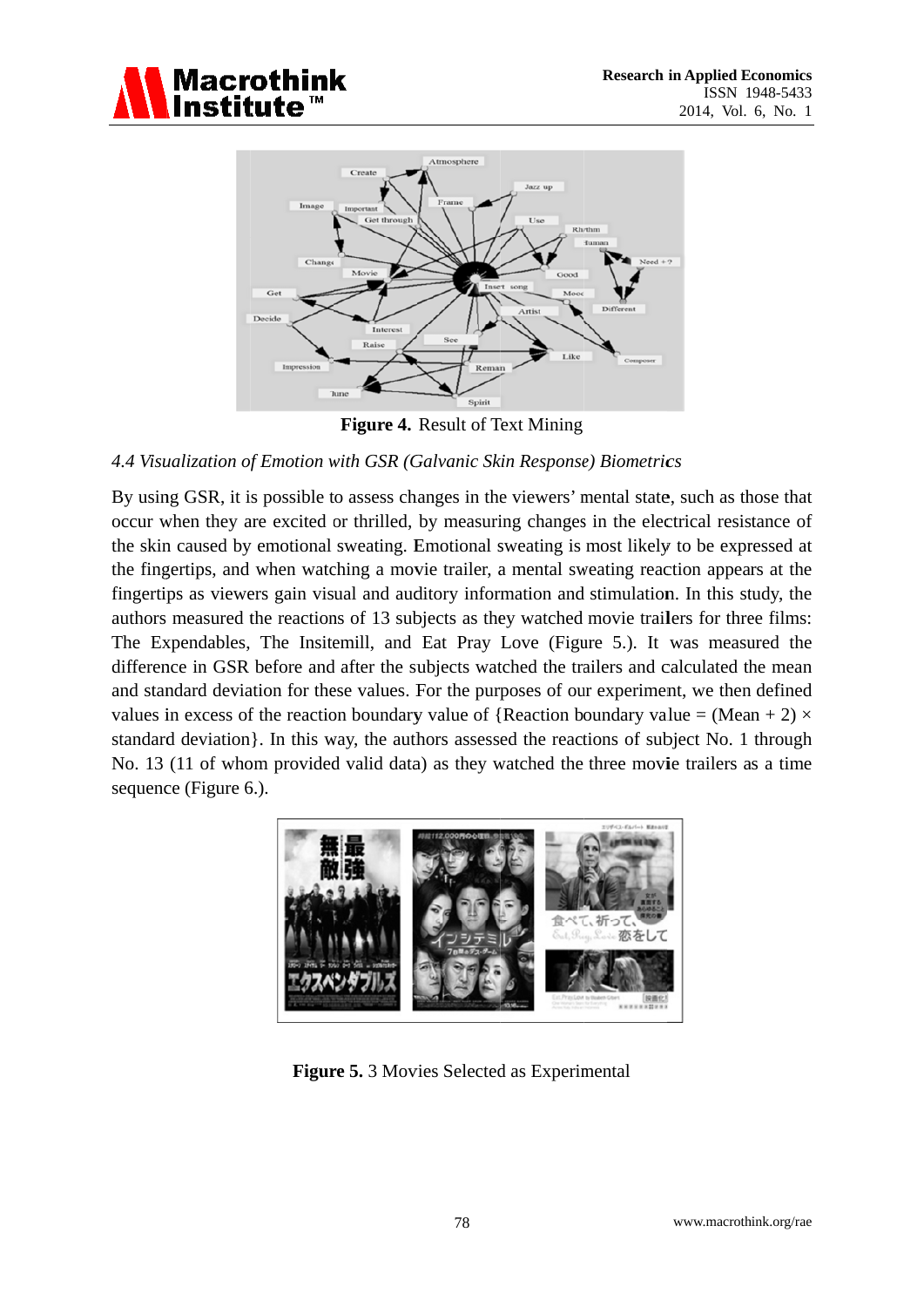**Figure 4.** Result of Text Mining

*4.4 Visualization of Emotion with GSR (Galvanic Skin Response) Biometrics*

By using GSR, it is possible to assess changes in the viewers' mental state, such as those that occur when they are excited or thrilled, by measuring changes in the electrical resistance of the skin caused by emotional sweating. Emotional sweating is most likely to be expressed at the fingertips, and when watching a movie trailer, a mental sweating reaction appears at the fingertips as viewers gain visual and auditory information and stimulation. In this study, the authors measured the reactions of 13 subjects as they watched movie trailers for three films: The Expendables, The Insitemill, and Eat Pray Love (Figure 5.). It was measured the difference in GSR before and after the subjects watched the trailers and calculated the mean and standard deviation for these values. For the purposes of our experiment, we then defined values in excess of the reaction boundary value of {Reaction boundary value = (Mean + 2) × standard deviation}. In this way, the authors assessed the reactions of subject No. 1 through No. 13 (11 of whom provided valid data) as they watched the three movie trailers as a time sequence (Figure 6.).

**Figure 5.** 3 Movies Selected as Experimental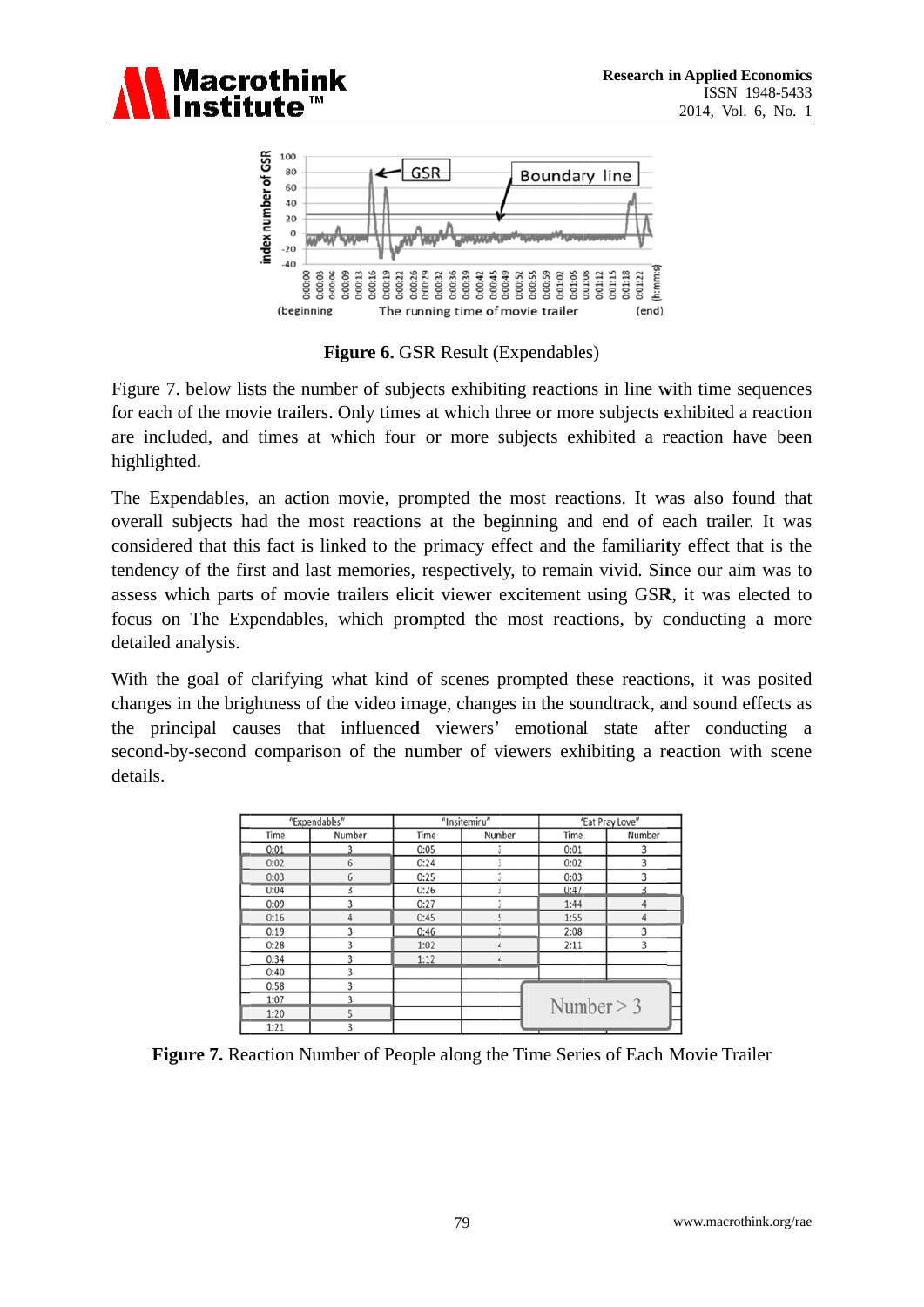**Figure 6.** GSR Result (Expendables)

Figure 7. below lists the number of subjects exhibiting reactions in line with time sequences for each of the movie trailers. Only times at which three or more subjects exhibited a reaction are included, and times at which four or more subjects exhibited a reaction have been highlighted.

The Expendables, an action movie, prompted the most reactions. It was also found that overall subjects had the most reactions at the beginning and end of each trailer. It was considered that this fact is linked to the primacy effect and the familiarity effect that is the tendency of the first and last memories, respectively, to remain vivid. Since our aim was to assess which parts of movie trailers elicit viewer excitement using GSR, it was elected to focus on The Expendables, which prompted the most reactions, by conducting a more detailed analysis.

With the goal of clarifying what kind of scenes prompted these reactions, it was posited changes in the brightness of the video image, changes in the soundtrack, and sound effects as the principal causes that influenced viewers' emotional state after conducting a second-by-second comparison of the number of viewers exhibiting a reaction with scene details.

| "Expendables" | | "Insitemiru" | | "Eat Pray Love" | |
|---|---|---|---|---|---|
| Time | Number | Time | Number | Time | Number |
| 0:01 | 3 | 0:05 | 3 | 0:01 | 3 |
| 0:02 | 6 | 0:24 | 3 | 0:02 | 3 |
| 0:03 | 6 | 0:25 | 3 | 0:03 | 3 |
| 0:04 | 3 | 0:26 | 3 | 0:47 | 3 |
| 0:09 | 3 | 0:27 | 3 | 1:44 | 4 |
| 0:16 | 4 | 0:45 | 5 | 1:55 | 4 |
| 0:19 | 3 | 0:46 | 3 | 2:08 | 3 |
| 0:28 | 3 | 1:02 | 4 | 2:11 | 3 |
| 0:34 | 3 | 1:12 | 4 | | |
| 0:40 | 3 | | | | |
| 0:58 | 3 | | | | |
| 1:07 | 3 | | | | |
| 1:20 | 5 | | | | |
| 1:21 | 3 | | | | |

Number > 3

**Figure 7.** Reaction Number of People along the Time Series of Each Movie Trailer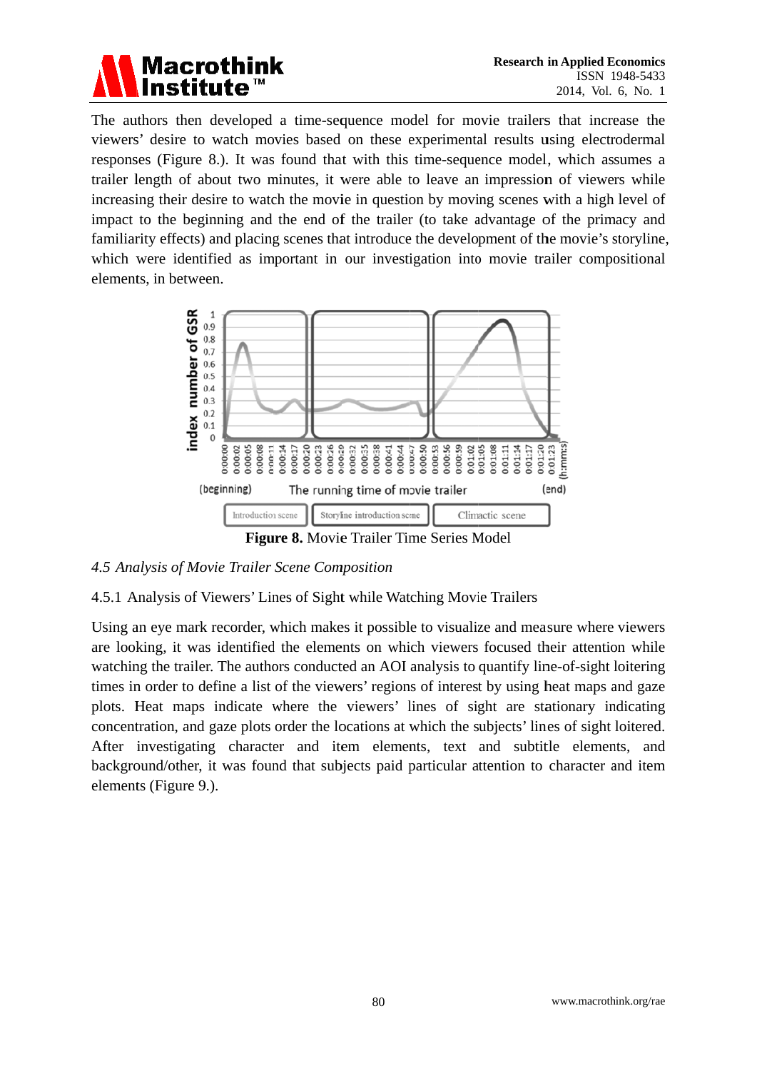The authors then developed a time-sequence model for movie trailers that increase the viewers' desire to watch movies based on these experimental results using electrodermal responses (Figure 8.). It was found that with this time-sequence model, which assumes a trailer length of about two minutes, it were able to leave an impression of viewers while increasing their desire to watch the movie in question by moving scenes with a high level of impact to the beginning and the end of the trailer (to take advantage of the primacy and familiarity effects) and placing scenes that introduce the development of the movie's storyline, which were identified as important in our investigation into movie trailer compositional elements, in between.

**Figure 8.** Movie Trailer Time Series Model

### *4.5 Analysis of Movie Trailer Scene Composition*

#### 4.5.1 Analysis of Viewers' Lines of Sight while Watching Movie Trailers

Using an eye mark recorder, which makes it possible to visualize and measure where viewers are looking, it was identified the elements on which viewers focused their attention while watching the trailer. The authors conducted an AOI analysis to quantify line-of-sight loitering times in order to define a list of the viewers' regions of interest by using heat maps and gaze plots. Heat maps indicate where the viewers' lines of sight are stationary indicating concentration, and gaze plots order the locations at which the subjects' lines of sight loitered. After investigating character and item elements, text and subtitle elements, and background/other, it was found that subjects paid particular attention to character and item elements (Figure 9.).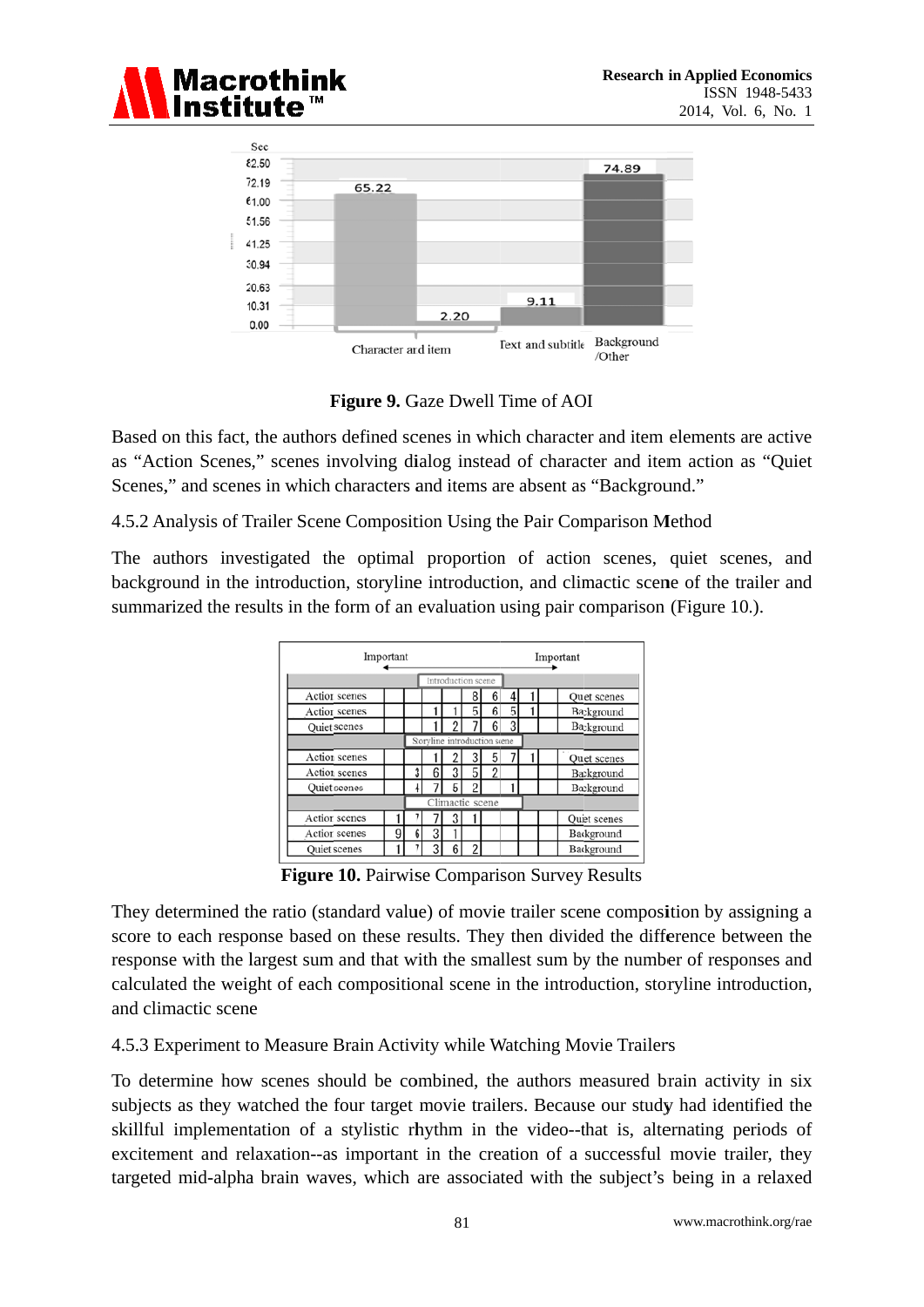Figure 9. Gaze Dwell Time of AOI

Based on this fact, the authors defined scenes in which character and item elements are active as "Action Scenes," scenes involving dialog instead of character and item action as "Quiet Scenes," and scenes in which characters and items are absent as "Background."

4.5.2 Analysis of Trailer Scene Composition Using the Pair Comparison Method

The authors investigated the optimal proportion of action scenes, quiet scenes, and background in the introduction, storyline introduction, and climactic scene of the trailer and summarized the results in the form of an evaluation using pair comparison (Figure 10.).

| Important ← | | | | | | | | | | → Important |
|---|---|---|---|---|---|---|---|---|---|---|
| | | | | | Introduction scene | | | | | |
| Action scenes | | | | | 8 | 6 | 4 | 1 | | Quiet scenes |
| Action scenes | | | 1 | 1 | 5 | 6 | 5 | 1 | | Background |
| Quiet scenes | | | 1 | 2 | 7 | 6 | 3 | | | Background |
| | | | | | Soryline introduction scene | | | | | |
| Action scenes | | | 1 | 2 | 3 | 5 | 7 | 1 | | Quiet scenes |
| Action scenes | | 3 | 6 | 3 | 5 | 2 | | | | Background |
| Quiet scenes | | 4 | 7 | 5 | 2 | | 1 | | | Background |
| | | | | | Climactic scene | | | | | |
| Action scenes | 1 | 7 | 7 | 3 | 1 | | | | | Quiet scenes |
| Action scenes | 9 | 6 | 3 | 1 | | | | | | Background |
| Quiet scenes | 1 | 7 | 3 | 6 | 2 | | | | | Background |

**Figure 10.** Pairwise Comparison Survey Results

They determined the ratio (standard value) of movie trailer scene composition by assigning a score to each response based on these results. They then divided the difference between the response with the largest sum and that with the smallest sum by the number of responses and calculated the weight of each compositional scene in the introduction, storyline introduction, and climactic scene

4.5.3 Experiment to Measure Brain Activity while Watching Movie Trailers

To determine how scenes should be combined, the authors measured brain activity in six subjects as they watched the four target movie trailers. Because our study had identified the skillful implementation of a stylistic rhythm in the video--that is, alternating periods of excitement and relaxation--as important in the creation of a successful movie trailer, they targeted mid-alpha brain waves, which are associated with the subject's being in a relaxed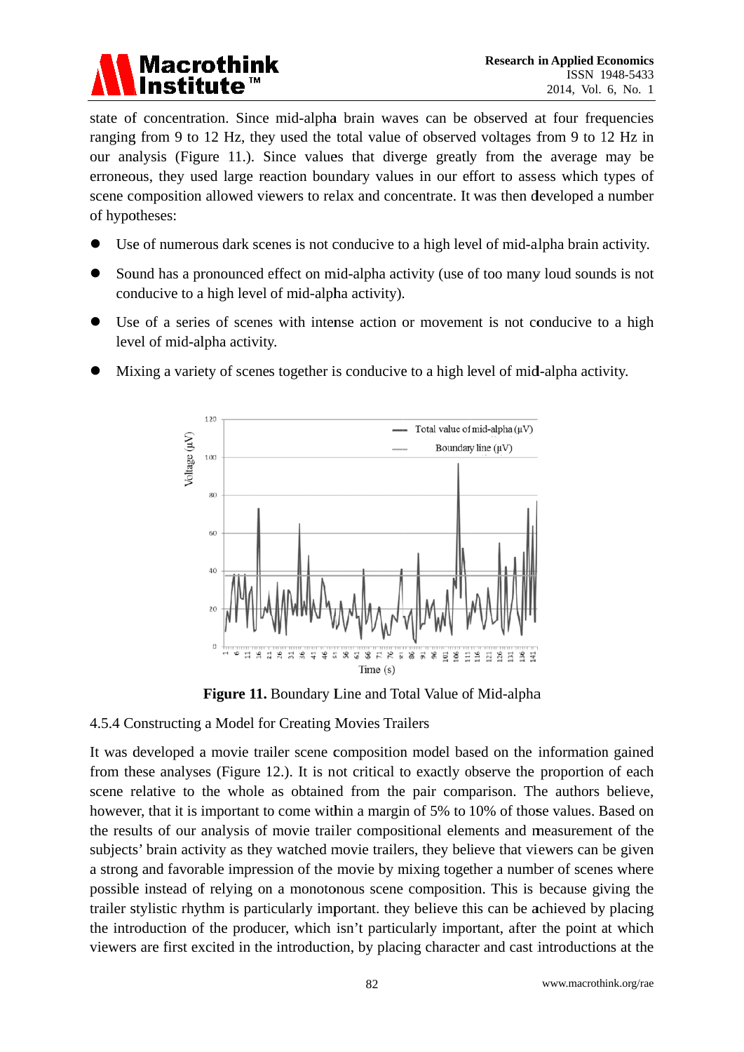state of concentration. Since mid-alpha brain waves can be observed at four frequencies ranging from 9 to 12 Hz, they used the total value of observed voltages from 9 to 12 Hz in our analysis (Figure 11.). Since values that diverge greatly from the average may be erroneous, they used large reaction boundary values in our effort to assess which types of scene composition allowed viewers to relax and concentrate. It was then developed a number of hypotheses:

- Use of numerous dark scenes is not conducive to a high level of mid-alpha brain activity.
- Sound has a pronounced effect on mid-alpha activity (use of too many loud sounds is not conducive to a high level of mid-alpha activity).
- Use of a series of scenes with intense action or movement is not conducive to a high level of mid-alpha activity.
- Mixing a variety of scenes together is conducive to a high level of mid-alpha activity.

**Figure 11.** Boundary Line and Total Value of Mid-alpha

### 4.5.4 Constructing a Model for Creating Movies Trailers

It was developed a movie trailer scene composition model based on the information gained from these analyses (Figure 12.). It is not critical to exactly observe the proportion of each scene relative to the whole as obtained from the pair comparison. The authors believe, however, that it is important to come within a margin of 5% to 10% of those values. Based on the results of our analysis of movie trailer compositional elements and measurement of the subjects' brain activity as they watched movie trailers, they believe that viewers can be given a strong and favorable impression of the movie by mixing together a number of scenes where possible instead of relying on a monotonous scene composition. This is because giving the trailer stylistic rhythm is particularly important. they believe this can be achieved by placing the introduction of the producer, which isn't particularly important, after the point at which viewers are first excited in the introduction, by placing character and cast introductions at the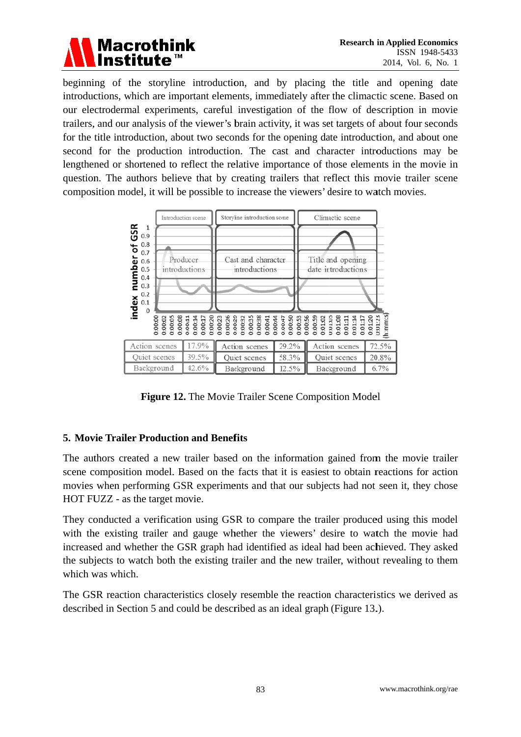beginning of the storyline introduction, and by placing the title and opening date introductions, which are important elements, immediately after the climactic scene. Based on our electrodermal experiments, careful investigation of the flow of description in movie trailers, and our analysis of the viewer's brain activity, it was set targets of about four seconds for the title introduction, about two seconds for the opening date introduction, and about one second for the production introduction. The cast and character introductions may be lengthened or shortened to reflect the relative importance of those elements in the movie in question. The authors believe that by creating trailers that reflect this movie trailer scene composition model, it will be possible to increase the viewers' desire to watch movies.

| Introduction scene | | Storyline introduction scene | | Climactic scene | |
|---|---|---|---|---|---|
| Action scenes | 17.9% | Action scenes | 29.2% | Action scenes | 72.5% |
| Quiet scenes | 39.5% | Quiet scenes | 58.3% | Quiet scenes | 20.8% |
| Background | 42.6% | Background | 12.5% | Background | 6.7% |

**Figure 12.** The Movie Trailer Scene Composition Model

## 5. Movie Trailer Production and Benefits

The authors created a new trailer based on the information gained from the movie trailer scene composition model. Based on the facts that it is easiest to obtain reactions for action movies when performing GSR experiments and that our subjects had not seen it, they chose HOT FUZZ - as the target movie.

They conducted a verification using GSR to compare the trailer produced using this model with the existing trailer and gauge whether the viewers' desire to watch the movie had increased and whether the GSR graph had identified as ideal had been achieved. They asked the subjects to watch both the existing trailer and the new trailer, without revealing to them which was which.

The GSR reaction characteristics closely resemble the reaction characteristics we derived as described in Section 5 and could be described as an ideal graph (Figure 13.).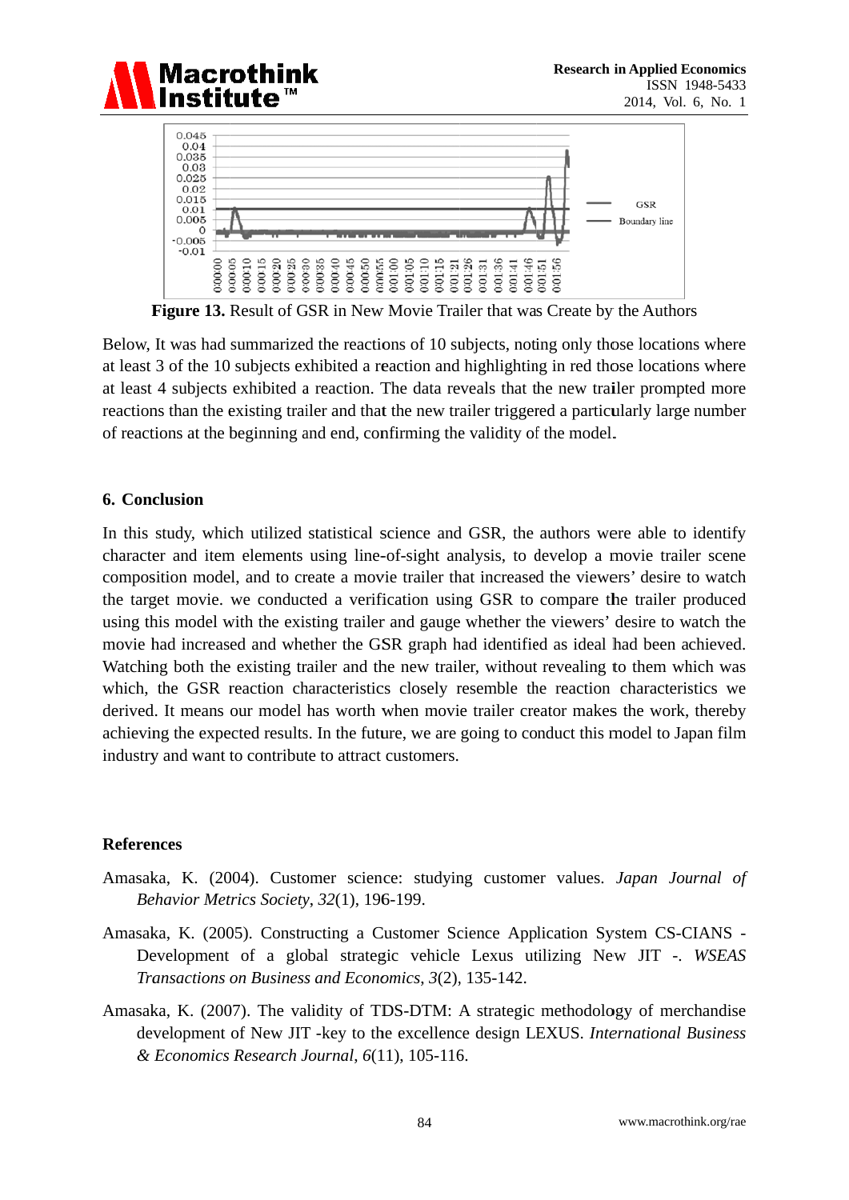**Figure 13.** Result of GSR in New Movie Trailer that was Create by the Authors

Below, It was had summarized the reactions of 10 subjects, noting only those locations where at least 3 of the 10 subjects exhibited a reaction and highlighting in red those locations where at least 4 subjects exhibited a reaction. The data reveals that the new trailer prompted more reactions than the existing trailer and that the new trailer triggered a particularly large number of reactions at the beginning and end, confirming the validity of the model.

## 6. Conclusion

In this study, which utilized statistical science and GSR, the authors were able to identify character and item elements using line-of-sight analysis, to develop a movie trailer scene composition model, and to create a movie trailer that increased the viewers' desire to watch the target movie. we conducted a verification using GSR to compare the trailer produced using this model with the existing trailer and gauge whether the viewers' desire to watch the movie had increased and whether the GSR graph had identified as ideal had been achieved. Watching both the existing trailer and the new trailer, without revealing to them which was which, the GSR reaction characteristics closely resemble the reaction characteristics we derived. It means our model has worth when movie trailer creator makes the work, thereby achieving the expected results. In the future, we are going to conduct this model to Japan film industry and want to contribute to attract customers.

## References

Amasaka, K. (2004). Customer science: studying customer values. *Japan Journal of Behavior Metrics Society*, *32*(1), 196-199.

Amasaka, K. (2005). Constructing a Customer Science Application System CS-CIANS - Development of a global strategic vehicle Lexus utilizing New JIT -. *WSEAS Transactions on Business and Economics*, *3*(2), 135-142.

Amasaka, K. (2007). The validity of TDS-DTM: A strategic methodology of merchandise development of New JIT -key to the excellence design LEXUS. *International Business & Economics Research Journal*, *6*(11), 105-116.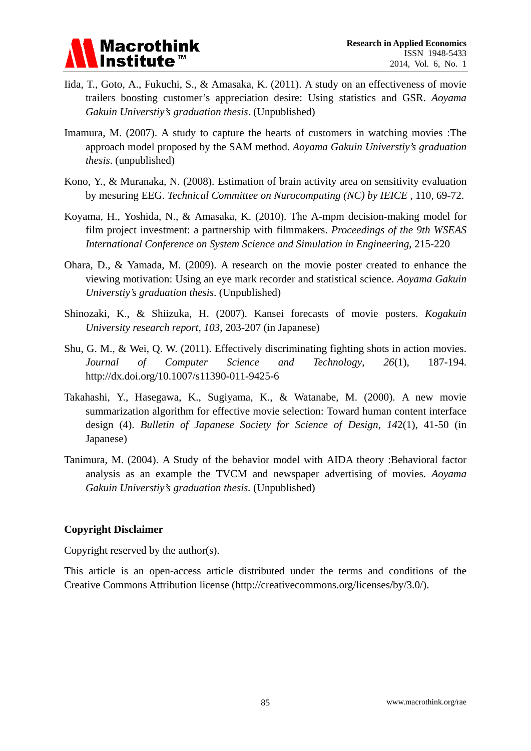Iida, T., Goto, A., Fukuchi, S., & Amasaka, K. (2011). A study on an effectiveness of movie trailers boosting customer's appreciation desire: Using statistics and GSR. *Aoyama Gakuin Universtiy's graduation thesis*. (Unpublished)

Imamura, M. (2007). A study to capture the hearts of customers in watching movies :The approach model proposed by the SAM method. *Aoyama Gakuin Universtiy's graduation thesis*. (unpublished)

Kono, Y., & Muranaka, N. (2008). Estimation of brain activity area on sensitivity evaluation by mesuring EEG. *Technical Committee on Nurocomputing (NC) by IEICE* , 110, 69-72.

Koyama, H., Yoshida, N., & Amasaka, K. (2010). The A-mpm decision-making model for film project investment: a partnership with filmmakers. *Proceedings of the 9th WSEAS International Conference on System Science and Simulation in Engineering*, 215-220

Ohara, D., & Yamada, M. (2009). A research on the movie poster created to enhance the viewing motivation: Using an eye mark recorder and statistical science. *Aoyama Gakuin Universtiy's graduation thesis*. (Unpublished)

Shinozaki, K., & Shiizuka, H. (2007). Kansei forecasts of movie posters. *Kogakuin University research report*, *103*, 203-207 (in Japanese)

Shu, G. M., & Wei, Q. W. (2011). Effectively discriminating fighting shots in action movies. *Journal of Computer Science and Technology*, *26*(1), 187-194. http://dx.doi.org/10.1007/s11390-011-9425-6

Takahashi, Y., Hasegawa, K., Sugiyama, K., & Watanabe, M. (2000). A new movie summarization algorithm for effective movie selection: Toward human content interface design (4). *Bulletin of Japanese Society for Science of Design*, *142*(1), 41-50 (in Japanese)

Tanimura, M. (2004). A Study of the behavior model with AIDA theory :Behavioral factor analysis as an example the TVCM and newspaper advertising of movies. *Aoyama Gakuin Universtiy's graduation thesis.* (Unpublished)

**Copyright Disclaimer**

Copyright reserved by the author(s).

This article is an open-access article distributed under the terms and conditions of the Creative Commons Attribution license (http://creativecommons.org/licenses/by/3.0/).